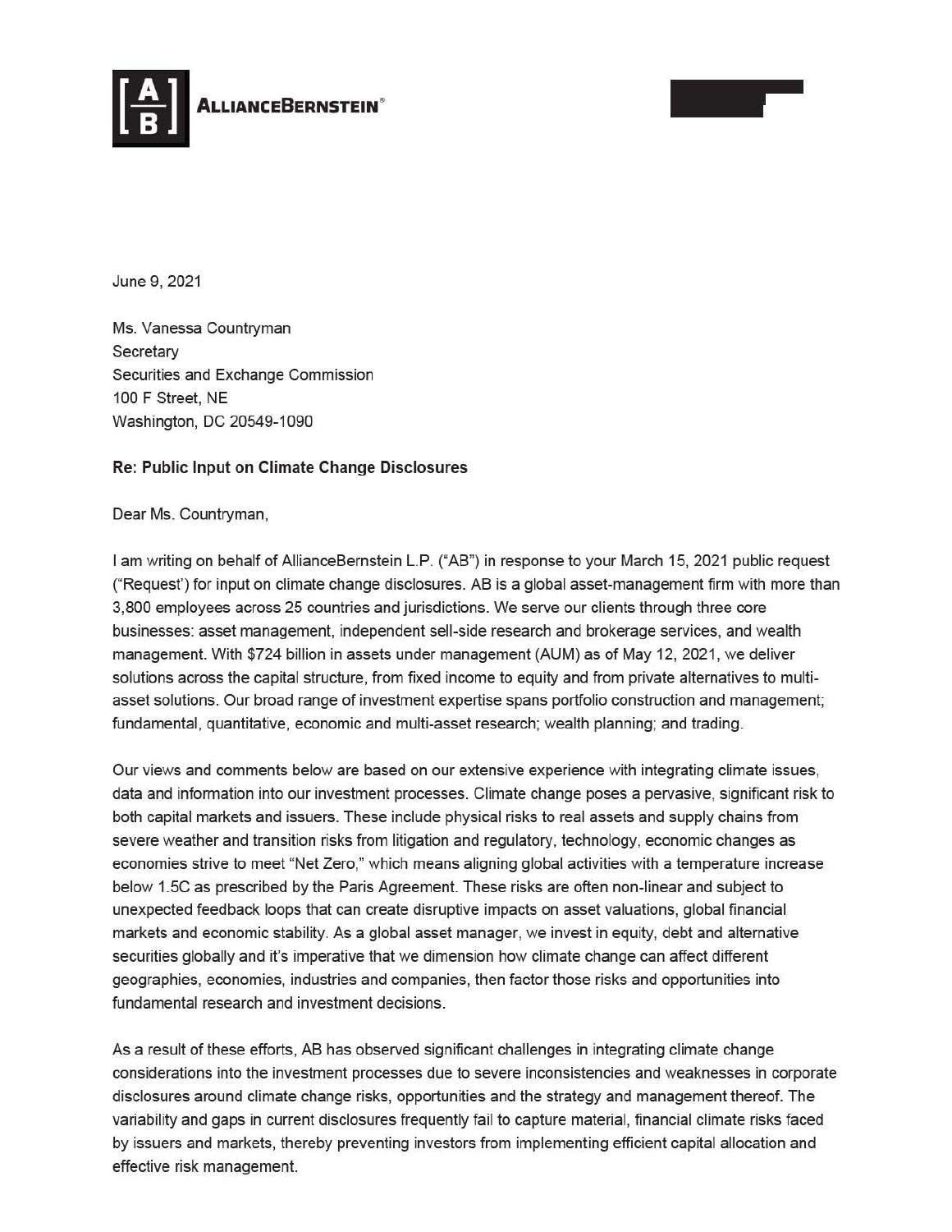**AllianceBernstein**®

June 9, 2021

Ms. Vanessa Countryman
Secretary
Securities and Exchange Commission
100 F Street, NE
Washington, DC 20549-1090

**Re: Public Input on Climate Change Disclosures**

Dear Ms. Countryman,

I am writing on behalf of AllianceBernstein L.P. ("AB") in response to your March 15, 2021 public request ("Request') for input on climate change disclosures. AB is a global asset-management firm with more than 3,800 employees across 25 countries and jurisdictions. We serve our clients through three core businesses: asset management, independent sell-side research and brokerage services, and wealth management. With $724 billion in assets under management (AUM) as of May 12, 2021, we deliver solutions across the capital structure, from fixed income to equity and from private alternatives to multi-asset solutions. Our broad range of investment expertise spans portfolio construction and management; fundamental, quantitative, economic and multi-asset research; wealth planning; and trading.

Our views and comments below are based on our extensive experience with integrating climate issues, data and information into our investment processes. Climate change poses a pervasive, significant risk to both capital markets and issuers. These include physical risks to real assets and supply chains from severe weather and transition risks from litigation and regulatory, technology, economic changes as economies strive to meet "Net Zero," which means aligning global activities with a temperature increase below 1.5C as prescribed by the Paris Agreement. These risks are often non-linear and subject to unexpected feedback loops that can create disruptive impacts on asset valuations, global financial markets and economic stability. As a global asset manager, we invest in equity, debt and alternative securities globally and it's imperative that we dimension how climate change can affect different geographies, economies, industries and companies, then factor those risks and opportunities into fundamental research and investment decisions.

As a result of these efforts, AB has observed significant challenges in integrating climate change considerations into the investment processes due to severe inconsistencies and weaknesses in corporate disclosures around climate change risks, opportunities and the strategy and management thereof. The variability and gaps in current disclosures frequently fail to capture material, financial climate risks faced by issuers and markets, thereby preventing investors from implementing efficient capital allocation and effective risk management.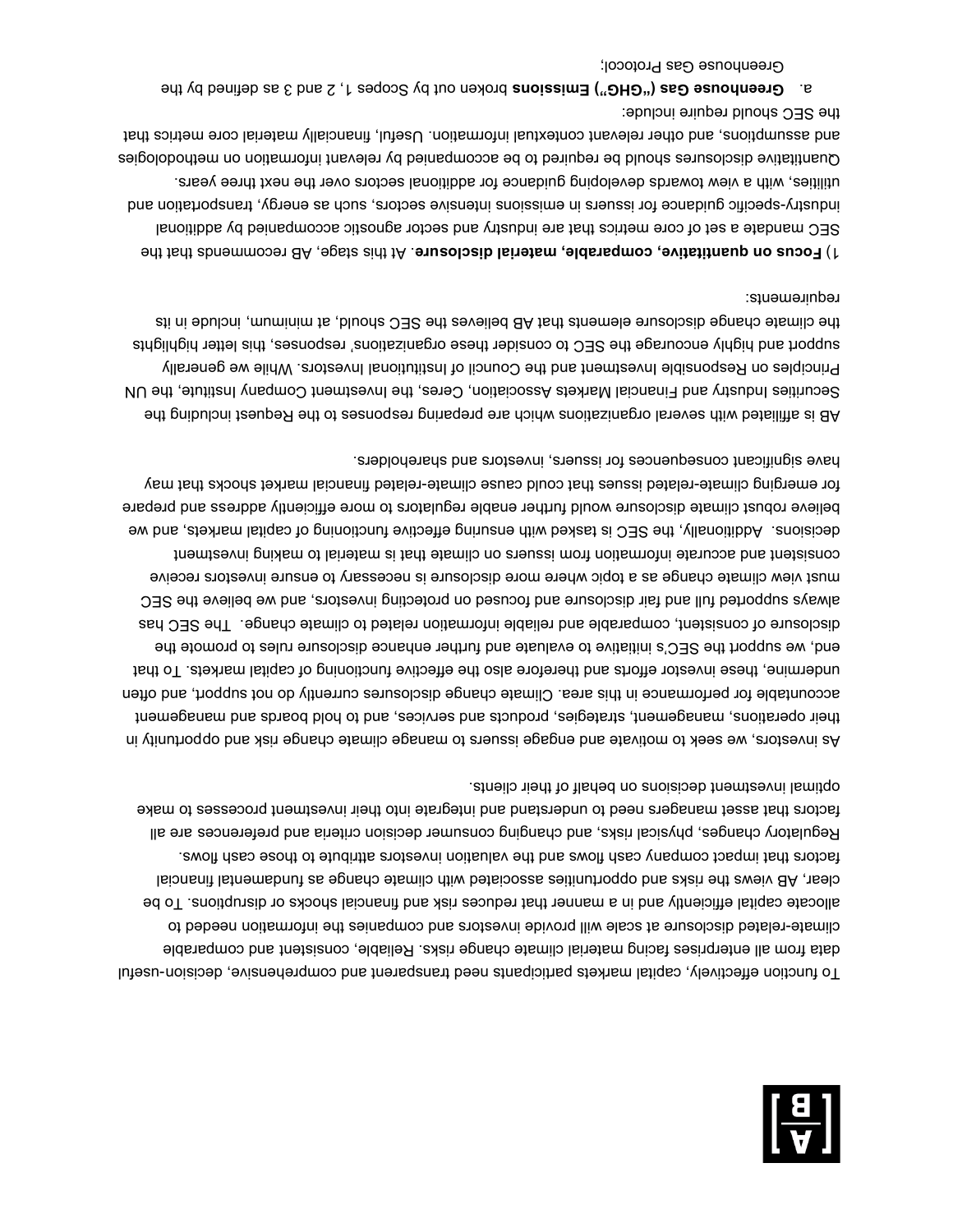To function effectively, capital markets participants need transparent and comprehensive, decision-useful data from all enterprises facing material climate change risks. Reliable, consistent and comparable climate-related disclosure at scale will provide investors and companies the information needed to allocate capital efficiently and in a manner that reduces risk and financial shocks or disruptions. To be clear, AB views the risks and opportunities associated with climate change as fundamental financial factors that impact company cash flows and the valuation investors attribute to those cash flows. Regulatory changes, physical risks, and changing consumer decision criteria and preferences are all factors that asset managers need to understand and integrate into their investment processes to make optimal investment decisions on behalf of their clients.

As investors, we seek to motivate and engage issuers to manage climate change risk and opportunity in their operations, management, strategies, products and services, and to hold boards and management accountable for performance in this area. Climate change disclosures currently do not support, and often undermine, these investor efforts and therefore also the effective functioning of capital markets. To that end, we support the SEC's initiative to evaluate and further enhance disclosure rules to promote the disclosure of consistent, comparable and reliable information related to climate change. The SEC has always supported full and fair disclosure and focused on protecting investors, and we believe the SEC must view climate change as a topic where more disclosure is necessary to ensure investors receive consistent and accurate information from issuers on climate that is material to making investment decisions. Additionally, the SEC is tasked with ensuring effective functioning of capital markets, and we believe robust climate disclosure would further enable regulators to more efficiently address and prepare for emerging climate-related issues that could cause climate-related financial market shocks that may have significant consequences for issuers, investors and shareholders.

AB is affiliated with several organizations which are preparing responses to the Request including the Securities Industry and Financial Markets Association, Ceres, the Investment Company Institute, the UN Principles on Responsible Investment and the Council of Institutional Investors. While we generally support and highly encourage the SEC to consider these organizations' responses, this letter highlights the climate change disclosure elements that AB believes the SEC should, at minimum, include in its requirements:

1) **Focus on quantitative, comparable, material disclosure**. At this stage, AB recommends that the SEC mandate a set of core metrics that are industry and sector agnostic accompanied by additional industry-specific guidance for issuers in emissions intensive sectors, such as energy, transportation and utilities, with a view towards developing guidance for additional sectors over the next three years. Quantitative disclosures should be required to be accompanied by relevant information on methodologies and assumptions, and other relevant contextual information. Useful, financially material core metrics that the SEC should require include:

   a. **Greenhouse Gas ("GHG") Emissions** broken out by Scopes 1, 2 and 3 as defined by the Greenhouse Gas Protocol;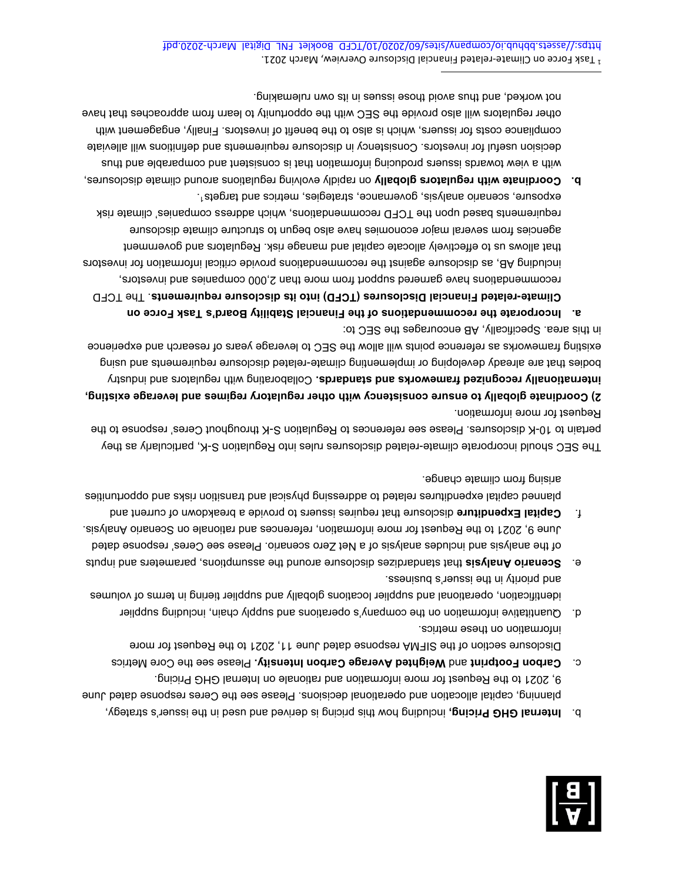b. **Internal GHG Pricing,** including how this pricing is derived and used in the issuer's strategy, planning, capital allocation and operational decisions. Please see the Ceres response dated June 9, 2021 to the Request for more information and rationale on Internal GHG Pricing.

c. **Carbon Footprint** and **Weighted Average Carbon Intensity.** Please see the Core Metrics Disclosure section of the SIFMA response dated June 11, 2021 to the Request for more information on these metrics.

d. Quantitative information on the company's operations and supply chain, including supplier identification, operational and supplier locations globally and supplier tiering in terms of volumes and priority in the issuer's business.

e. **Scenario Analysis** that standardizes disclosure around the assumptions, parameters and inputs of the analysis and includes analysis of a Net Zero scenario. Please see Ceres' response dated June 9, 2021 to the Request for more information, references and rationale on Scenario Analysis.

f. **Capital Expenditure** disclosure that requires issuers to provide a breakdown of current and planned capital expenditures related to addressing physical and transition risks and opportunities arising from climate change.

The SEC should incorporate climate-related disclosures rules into Regulation S-K, particularly as they pertain to 10-K disclosures. Please see references to Regulation S-K throughout Ceres' response to the Request for more information.

**2) Coordinate globally to ensure consistency with other regulatory regimes and leverage existing, internationally recognized frameworks and standards.** Collaborating with regulators and industry bodies that are already developing or implementing climate-related disclosure requirements and using existing frameworks as reference points will allow the SEC to leverage years of research and experience in this area. Specifically, AB encourages the SEC to:

a. **Incorporate the recommendations of the Financial Stability Board's Task Force on Climate-related Financial Disclosures (TCFD) into its disclosure requirements.** The TCFD recommendations have garnered support from more than 2,000 companies and investors, including AB, as disclosure against the recommendations provide critical information for investors that allows us to effectively allocate capital and manage risk. Regulators and government agencies from several major economies have also begun to structure climate disclosure requirements based upon the TCFD recommendations, which address companies' climate risk exposure, scenario analysis, governance, strategies, metrics and targets[1].

b. **Coordinate with regulators globally** on rapidly evolving regulations around climate disclosures, with a view towards issuers producing information that is consistent and comparable and thus decision useful for investors. Consistency in disclosure requirements and definitions will alleviate compliance costs for issuers, which is also to the benefit of investors. Finally, engagement with other regulators will also provide the SEC with the opportunity to learn from approaches that have not worked, and thus avoid those issues in its own rulemaking.

---

[1] Task Force on Climate-related Financial Disclosure Overview, March 2021. https://assets.bbhub.io/company/sites/60/2020/10/TCFD_Booklet_FNL_Digital_March-2020.pdf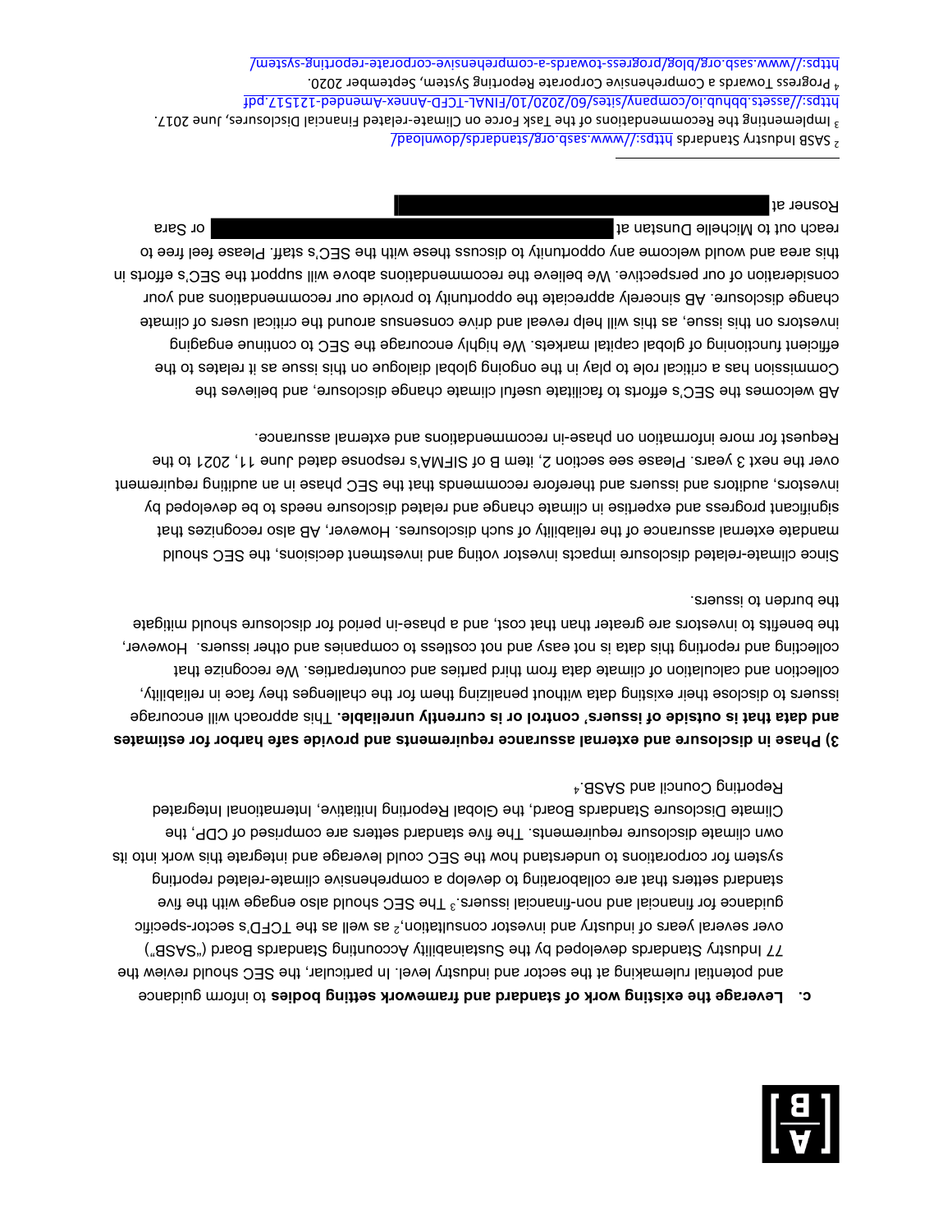**c. Leverage the existing work of standard and framework setting bodies** to inform guidance and potential rulemaking at the sector and industry level. In particular, the SEC should review the 77 Industry Standards developed by the Sustainability Accounting Standards Board ("SASB") over several years of industry and investor consultation,[2] as well as the TCFD's sector-specific guidance for financial and non-financial issuers.[3] The SEC should also engage with the five standard setters that are collaborating to develop a comprehensive climate-related reporting system for corporations to understand how the SEC could leverage and integrate this work into its own climate disclosure requirements. The five standard setters are comprised of CDP, the Climate Disclosure Standards Board, the Global Reporting Initiative, International Integrated Reporting Council and SASB.[4]

**3) Phase in disclosure and external assurance requirements and provide safe harbor for estimates and data that is outside of issuers' control or is currently unreliable.** This approach will encourage issuers to disclose their existing data without penalizing them for the challenges they face in reliability, collection and calculation of climate data from third parties and counterparties. We recognize that collecting and reporting this data is not easy and not costless to companies and other issuers. However, the benefits to investors are greater than that cost, and a phase-in period for disclosure should mitigate the burden to issuers.

Since climate-related disclosure impacts investor voting and investment decisions, the SEC should mandate external assurance of the reliability of such disclosures. However, AB also recognizes that significant progress and expertise in climate change and related disclosure needs to be developed by investors, auditors and issuers and therefore recommends that the SEC phase in an auditing requirement over the next 3 years. Please see section 2, item B of SIFMA's response dated June 11, 2021 to the Request for more information on phase-in recommendations and external assurance.

AB welcomes the SEC's efforts to facilitate useful climate change disclosure, and believes the Commission has a critical role to play in the ongoing global dialogue on this issue as it relates to the efficient functioning of global capital markets. We highly encourage the SEC to continue engaging investors on this issue, as this will help reveal and drive consensus around the critical users of climate change disclosure. AB sincerely appreciate the opportunity to provide our recommendations and your consideration of our perspective. We believe the recommendations above will support the SEC's efforts in this area and would welcome any opportunity to discuss these with the SEC's staff. Please feel free to reach out to Michelle Dunstan at [REDACTED] or Sara Rosner at [REDACTED]

---

[2] SASB Industry Standards https://www.sasb.org/standards/download/

[3] Implementing the Recommendations of the Task Force on Climate-related Financial Disclosures, June 2017. https://assets.bbhub.io/company/sites/60/2020/10/FINAL-TCFD-Annex-Amended-121517.pdf

[4] Progress Towards a Comprehensive Corporate Reporting System, September 2020. https://www.sasb.org/blog/progress-towards-a-comprehensive-corporate-reporting-system/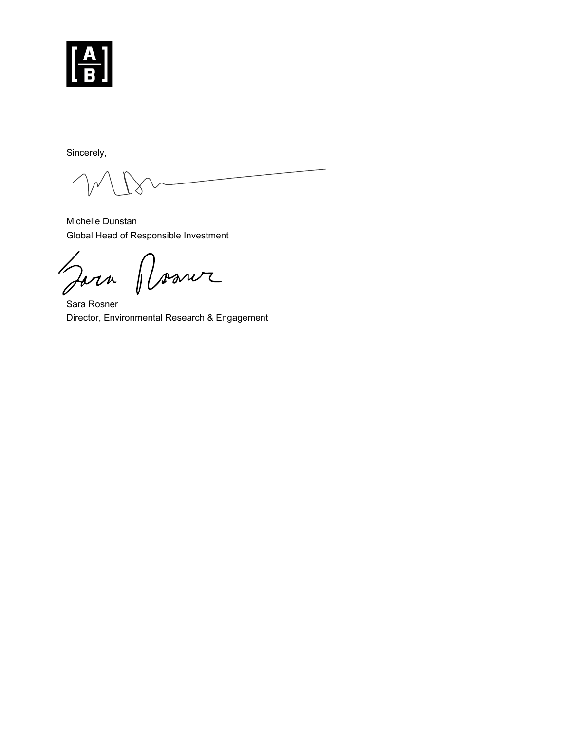Sincerely,

Michelle Dunstan
Global Head of Responsible Investment

Sara Rosner
Director, Environmental Research & Engagement